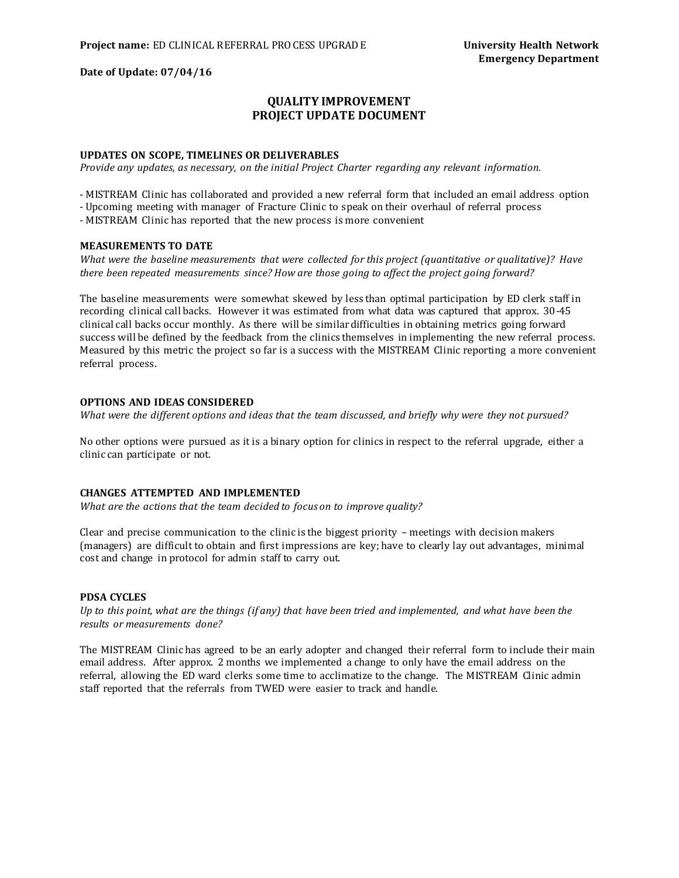**Project name:** ED CLINICAL REFERRAL PROCESS UPGRADE

**University Health Network**
**Emergency Department**

**Date of Update: 07/04/16**

# QUALITY IMPROVEMENT
# PROJECT UPDATE DOCUMENT

### UPDATES ON SCOPE, TIMELINES OR DELIVERABLES

*Provide any updates, as necessary, on the initial Project Charter regarding any relevant information.*

- MISTREAM Clinic has collaborated and provided a new referral form that included an email address option
- Upcoming meeting with manager of Fracture Clinic to speak on their overhaul of referral process
- MISTREAM Clinic has reported that the new process is more convenient

### MEASUREMENTS TO DATE

*What were the baseline measurements that were collected for this project (quantitative or qualitative)? Have there been repeated measurements since? How are those going to affect the project going forward?*

The baseline measurements were somewhat skewed by less than optimal participation by ED clerk staff in recording clinical call backs. However it was estimated from what data was captured that approx. 30-45 clinical call backs occur monthly. As there will be similar difficulties in obtaining metrics going forward success will be defined by the feedback from the clinics themselves in implementing the new referral process. Measured by this metric the project so far is a success with the MISTREAM Clinic reporting a more convenient referral process.

### OPTIONS AND IDEAS CONSIDERED

*What were the different options and ideas that the team discussed, and briefly why were they not pursued?*

No other options were pursued as it is a binary option for clinics in respect to the referral upgrade, either a clinic can participate or not.

### CHANGES ATTEMPTED AND IMPLEMENTED

*What are the actions that the team decided to focus on to improve quality?*

Clear and precise communication to the clinic is the biggest priority – meetings with decision makers (managers) are difficult to obtain and first impressions are key; have to clearly lay out advantages, minimal cost and change in protocol for admin staff to carry out.

### PDSA CYCLES

*Up to this point, what are the things (if any) that have been tried and implemented, and what have been the results or measurements done?*

The MISTREAM Clinic has agreed to be an early adopter and changed their referral form to include their main email address. After approx. 2 months we implemented a change to only have the email address on the referral, allowing the ED ward clerks some time to acclimatize to the change. The MISTREAM Clinic admin staff reported that the referrals from TWED were easier to track and handle.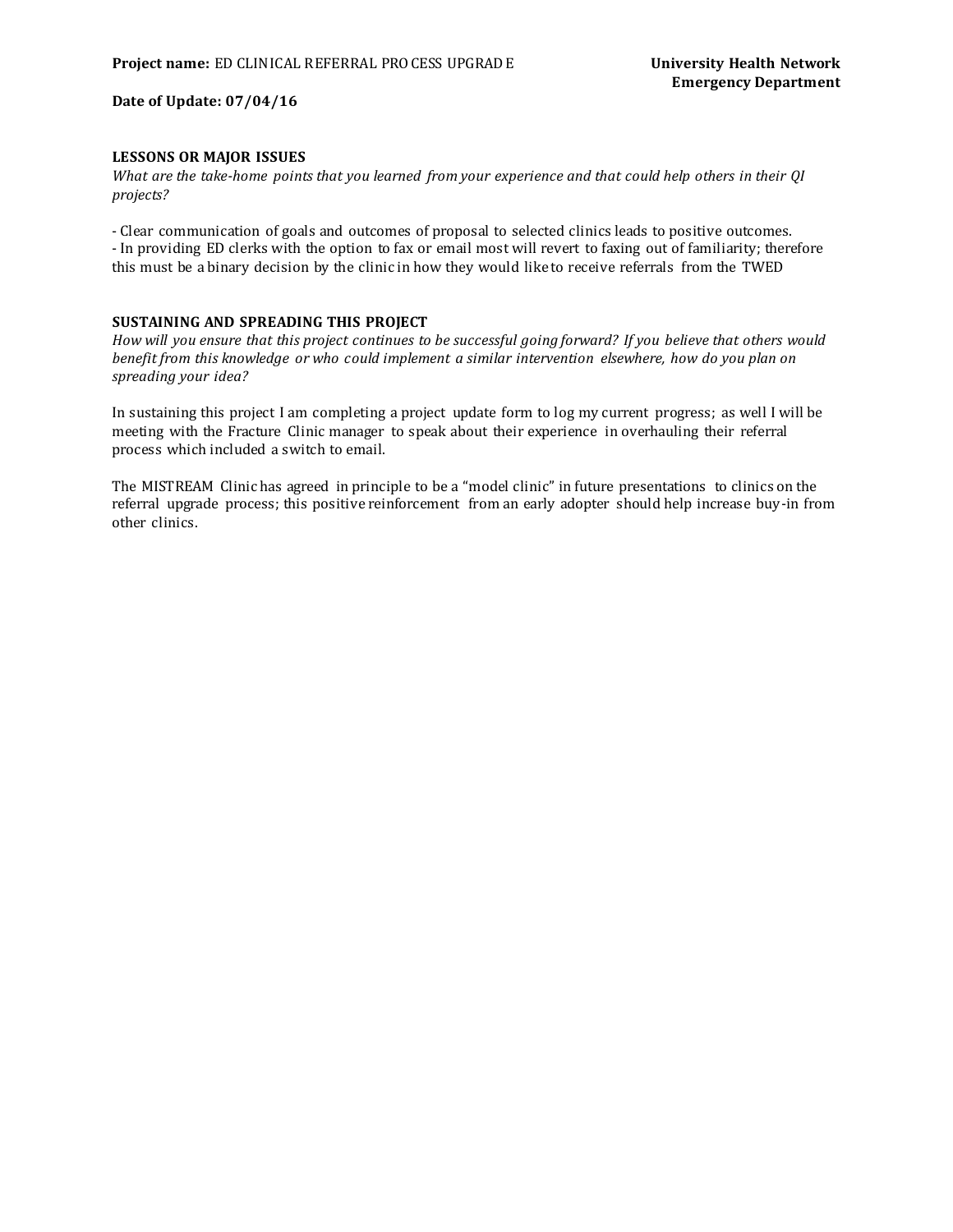**Project name:** ED CLINICAL REFERRAL PROCESS UPGRADE

**University Health Network**
**Emergency Department**

**Date of Update: 07/04/16**

### LESSONS OR MAJOR ISSUES

*What are the take-home points that you learned from your experience and that could help others in their QI projects?*

- Clear communication of goals and outcomes of proposal to selected clinics leads to positive outcomes.
- In providing ED clerks with the option to fax or email most will revert to faxing out of familiarity; therefore this must be a binary decision by the clinic in how they would like to receive referrals from the TWED

### SUSTAINING AND SPREADING THIS PROJECT

*How will you ensure that this project continues to be successful going forward? If you believe that others would benefit from this knowledge or who could implement a similar intervention elsewhere, how do you plan on spreading your idea?*

In sustaining this project I am completing a project update form to log my current progress; as well I will be meeting with the Fracture Clinic manager to speak about their experience in overhauling their referral process which included a switch to email.

The MISTREAM Clinic has agreed in principle to be a "model clinic" in future presentations to clinics on the referral upgrade process; this positive reinforcement from an early adopter should help increase buy-in from other clinics.